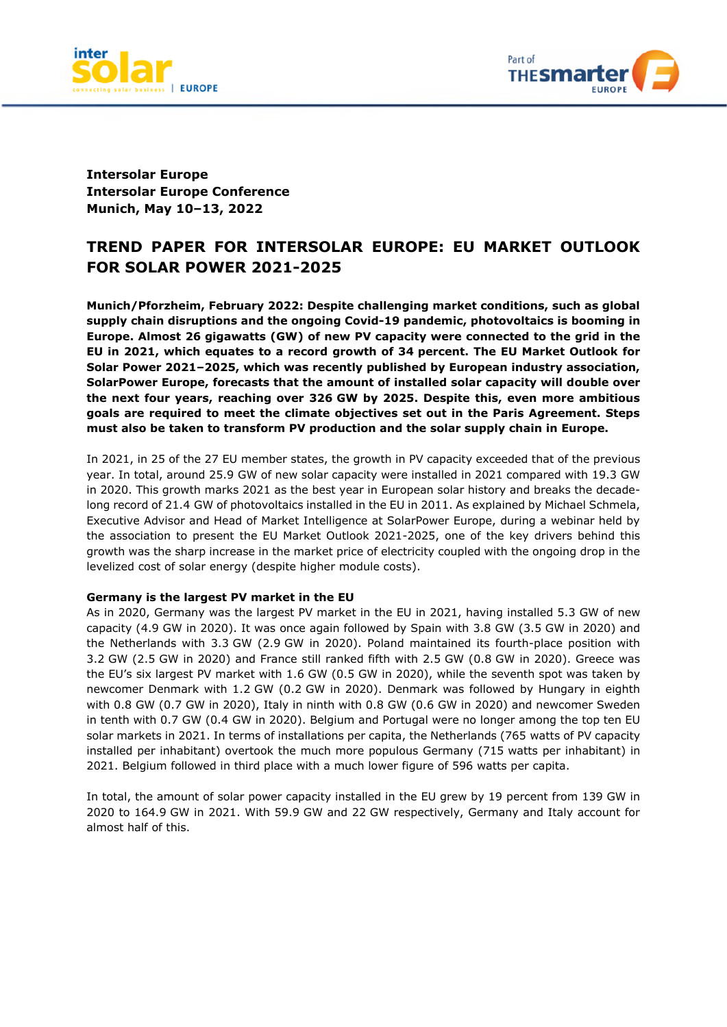**Intersolar Europe**
**Intersolar Europe Conference**
**Munich, May 10–13, 2022**

# TREND PAPER FOR INTERSOLAR EUROPE: EU MARKET OUTLOOK FOR SOLAR POWER 2021-2025

**Munich/Pforzheim, February 2022: Despite challenging market conditions, such as global supply chain disruptions and the ongoing Covid-19 pandemic, photovoltaics is booming in Europe. Almost 26 gigawatts (GW) of new PV capacity were connected to the grid in the EU in 2021, which equates to a record growth of 34 percent. The EU Market Outlook for Solar Power 2021–2025, which was recently published by European industry association, SolarPower Europe, forecasts that the amount of installed solar capacity will double over the next four years, reaching over 326 GW by 2025. Despite this, even more ambitious goals are required to meet the climate objectives set out in the Paris Agreement. Steps must also be taken to transform PV production and the solar supply chain in Europe.**

In 2021, in 25 of the 27 EU member states, the growth in PV capacity exceeded that of the previous year. In total, around 25.9 GW of new solar capacity were installed in 2021 compared with 19.3 GW in 2020. This growth marks 2021 as the best year in European solar history and breaks the decade-long record of 21.4 GW of photovoltaics installed in the EU in 2011. As explained by Michael Schmela, Executive Advisor and Head of Market Intelligence at SolarPower Europe, during a webinar held by the association to present the EU Market Outlook 2021-2025, one of the key drivers behind this growth was the sharp increase in the market price of electricity coupled with the ongoing drop in the levelized cost of solar energy (despite higher module costs).

**Germany is the largest PV market in the EU**
As in 2020, Germany was the largest PV market in the EU in 2021, having installed 5.3 GW of new capacity (4.9 GW in 2020). It was once again followed by Spain with 3.8 GW (3.5 GW in 2020) and the Netherlands with 3.3 GW (2.9 GW in 2020). Poland maintained its fourth-place position with 3.2 GW (2.5 GW in 2020) and France still ranked fifth with 2.5 GW (0.8 GW in 2020). Greece was the EU's six largest PV market with 1.6 GW (0.5 GW in 2020), while the seventh spot was taken by newcomer Denmark with 1.2 GW (0.2 GW in 2020). Denmark was followed by Hungary in eighth with 0.8 GW (0.7 GW in 2020), Italy in ninth with 0.8 GW (0.6 GW in 2020) and newcomer Sweden in tenth with 0.7 GW (0.4 GW in 2020). Belgium and Portugal were no longer among the top ten EU solar markets in 2021. In terms of installations per capita, the Netherlands (765 watts of PV capacity installed per inhabitant) overtook the much more populous Germany (715 watts per inhabitant) in 2021. Belgium followed in third place with a much lower figure of 596 watts per capita.

In total, the amount of solar power capacity installed in the EU grew by 19 percent from 139 GW in 2020 to 164.9 GW in 2021. With 59.9 GW and 22 GW respectively, Germany and Italy account for almost half of this.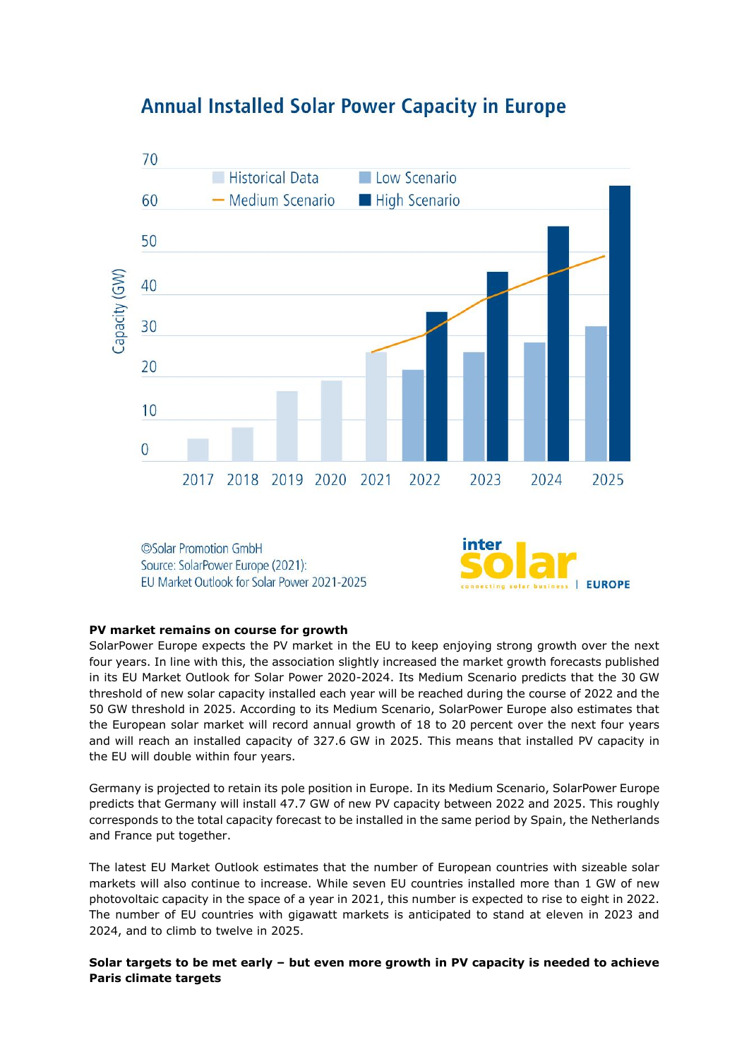## Annual Installed Solar Power Capacity in Europe

Historical Data
Low Scenario
Medium Scenario
High Scenario

Capacity (GW)

70
60
50
40
30
20
10
0

2017 2018 2019 2020 2021 2022 2023 2024 2025

©Solar Promotion GmbH
Source: SolarPower Europe (2021):
EU Market Outlook for Solar Power 2021-2025

inter solar connecting solar business | EUROPE

**PV market remains on course for growth**

SolarPower Europe expects the PV market in the EU to keep enjoying strong growth over the next four years. In line with this, the association slightly increased the market growth forecasts published in its EU Market Outlook for Solar Power 2020-2024. Its Medium Scenario predicts that the 30 GW threshold of new solar capacity installed each year will be reached during the course of 2022 and the 50 GW threshold in 2025. According to its Medium Scenario, SolarPower Europe also estimates that the European solar market will record annual growth of 18 to 20 percent over the next four years and will reach an installed capacity of 327.6 GW in 2025. This means that installed PV capacity in the EU will double within four years.

Germany is projected to retain its pole position in Europe. In its Medium Scenario, SolarPower Europe predicts that Germany will install 47.7 GW of new PV capacity between 2022 and 2025. This roughly corresponds to the total capacity forecast to be installed in the same period by Spain, the Netherlands and France put together.

The latest EU Market Outlook estimates that the number of European countries with sizeable solar markets will also continue to increase. While seven EU countries installed more than 1 GW of new photovoltaic capacity in the space of a year in 2021, this number is expected to rise to eight in 2022. The number of EU countries with gigawatt markets is anticipated to stand at eleven in 2023 and 2024, and to climb to twelve in 2025.

**Solar targets to be met early – but even more growth in PV capacity is needed to achieve Paris climate targets**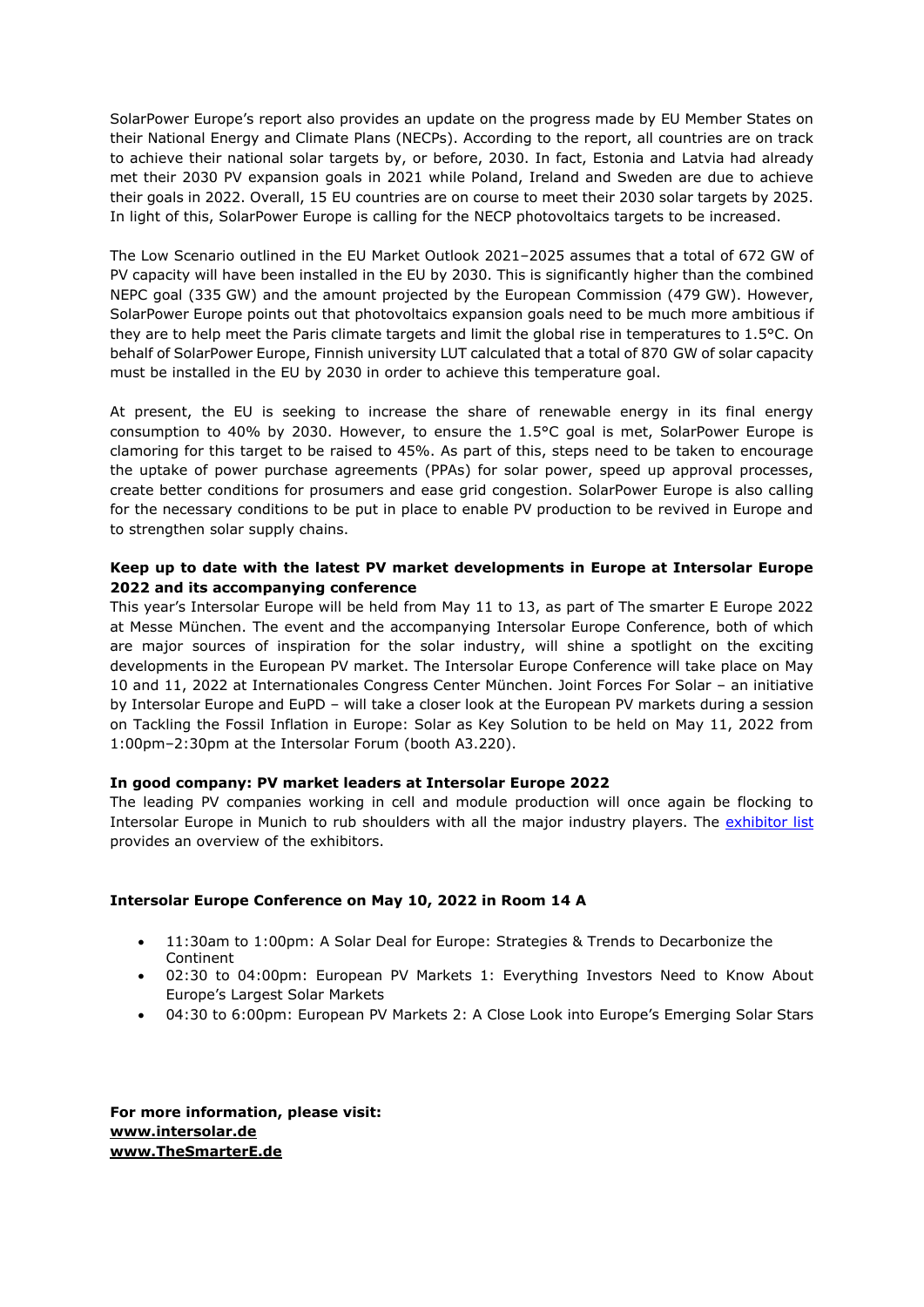SolarPower Europe's report also provides an update on the progress made by EU Member States on their National Energy and Climate Plans (NECPs). According to the report, all countries are on track to achieve their national solar targets by, or before, 2030. In fact, Estonia and Latvia had already met their 2030 PV expansion goals in 2021 while Poland, Ireland and Sweden are due to achieve their goals in 2022. Overall, 15 EU countries are on course to meet their 2030 solar targets by 2025. In light of this, SolarPower Europe is calling for the NECP photovoltaics targets to be increased.

The Low Scenario outlined in the EU Market Outlook 2021–2025 assumes that a total of 672 GW of PV capacity will have been installed in the EU by 2030. This is significantly higher than the combined NEPC goal (335 GW) and the amount projected by the European Commission (479 GW). However, SolarPower Europe points out that photovoltaics expansion goals need to be much more ambitious if they are to help meet the Paris climate targets and limit the global rise in temperatures to 1.5°C. On behalf of SolarPower Europe, Finnish university LUT calculated that a total of 870 GW of solar capacity must be installed in the EU by 2030 in order to achieve this temperature goal.

At present, the EU is seeking to increase the share of renewable energy in its final energy consumption to 40% by 2030. However, to ensure the 1.5°C goal is met, SolarPower Europe is clamoring for this target to be raised to 45%. As part of this, steps need to be taken to encourage the uptake of power purchase agreements (PPAs) for solar power, speed up approval processes, create better conditions for prosumers and ease grid congestion. SolarPower Europe is also calling for the necessary conditions to be put in place to enable PV production to be revived in Europe and to strengthen solar supply chains.

**Keep up to date with the latest PV market developments in Europe at Intersolar Europe 2022 and its accompanying conference**

This year's Intersolar Europe will be held from May 11 to 13, as part of The smarter E Europe 2022 at Messe München. The event and the accompanying Intersolar Europe Conference, both of which are major sources of inspiration for the solar industry, will shine a spotlight on the exciting developments in the European PV market. The Intersolar Europe Conference will take place on May 10 and 11, 2022 at Internationales Congress Center München. Joint Forces For Solar – an initiative by Intersolar Europe and EuPD – will take a closer look at the European PV markets during a session on Tackling the Fossil Inflation in Europe: Solar as Key Solution to be held on May 11, 2022 from 1:00pm–2:30pm at the Intersolar Forum (booth A3.220).

**In good company: PV market leaders at Intersolar Europe 2022**

The leading PV companies working in cell and module production will once again be flocking to Intersolar Europe in Munich to rub shoulders with all the major industry players. The [exhibitor list] provides an overview of the exhibitors.

**Intersolar Europe Conference on May 10, 2022 in Room 14 A**

- 11:30am to 1:00pm: A Solar Deal for Europe: Strategies & Trends to Decarbonize the Continent
- 02:30 to 04:00pm: European PV Markets 1: Everything Investors Need to Know About Europe's Largest Solar Markets
- 04:30 to 6:00pm: European PV Markets 2: A Close Look into Europe's Emerging Solar Stars

**For more information, please visit:**
**www.intersolar.de**
**www.TheSmarterE.de**